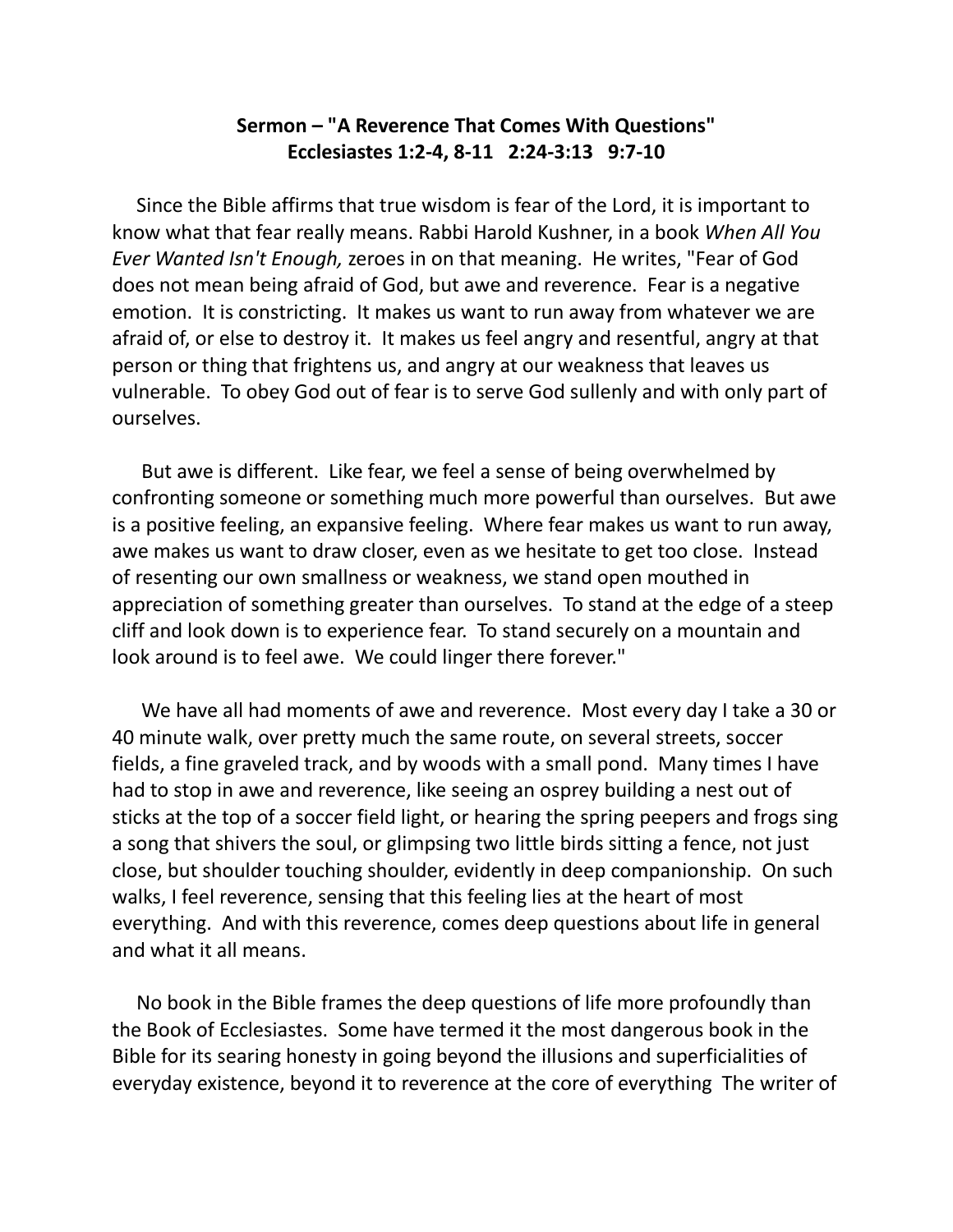**Sermon – "A Reverence That Comes With Questions"**
**Ecclesiastes 1:2-4, 8-11 2:24-3:13 9:7-10**

Since the Bible affirms that true wisdom is fear of the Lord, it is important to know what that fear really means. Rabbi Harold Kushner, in a book *When All You Ever Wanted Isn't Enough,* zeroes in on that meaning. He writes, "Fear of God does not mean being afraid of God, but awe and reverence. Fear is a negative emotion. It is constricting. It makes us want to run away from whatever we are afraid of, or else to destroy it. It makes us feel angry and resentful, angry at that person or thing that frightens us, and angry at our weakness that leaves us vulnerable. To obey God out of fear is to serve God sullenly and with only part of ourselves.

But awe is different. Like fear, we feel a sense of being overwhelmed by confronting someone or something much more powerful than ourselves. But awe is a positive feeling, an expansive feeling. Where fear makes us want to run away, awe makes us want to draw closer, even as we hesitate to get too close. Instead of resenting our own smallness or weakness, we stand open mouthed in appreciation of something greater than ourselves. To stand at the edge of a steep cliff and look down is to experience fear. To stand securely on a mountain and look around is to feel awe. We could linger there forever."

We have all had moments of awe and reverence. Most every day I take a 30 or 40 minute walk, over pretty much the same route, on several streets, soccer fields, a fine graveled track, and by woods with a small pond. Many times I have had to stop in awe and reverence, like seeing an osprey building a nest out of sticks at the top of a soccer field light, or hearing the spring peepers and frogs sing a song that shivers the soul, or glimpsing two little birds sitting a fence, not just close, but shoulder touching shoulder, evidently in deep companionship. On such walks, I feel reverence, sensing that this feeling lies at the heart of most everything. And with this reverence, comes deep questions about life in general and what it all means.

No book in the Bible frames the deep questions of life more profoundly than the Book of Ecclesiastes. Some have termed it the most dangerous book in the Bible for its searing honesty in going beyond the illusions and superficialities of everyday existence, beyond it to reverence at the core of everything The writer of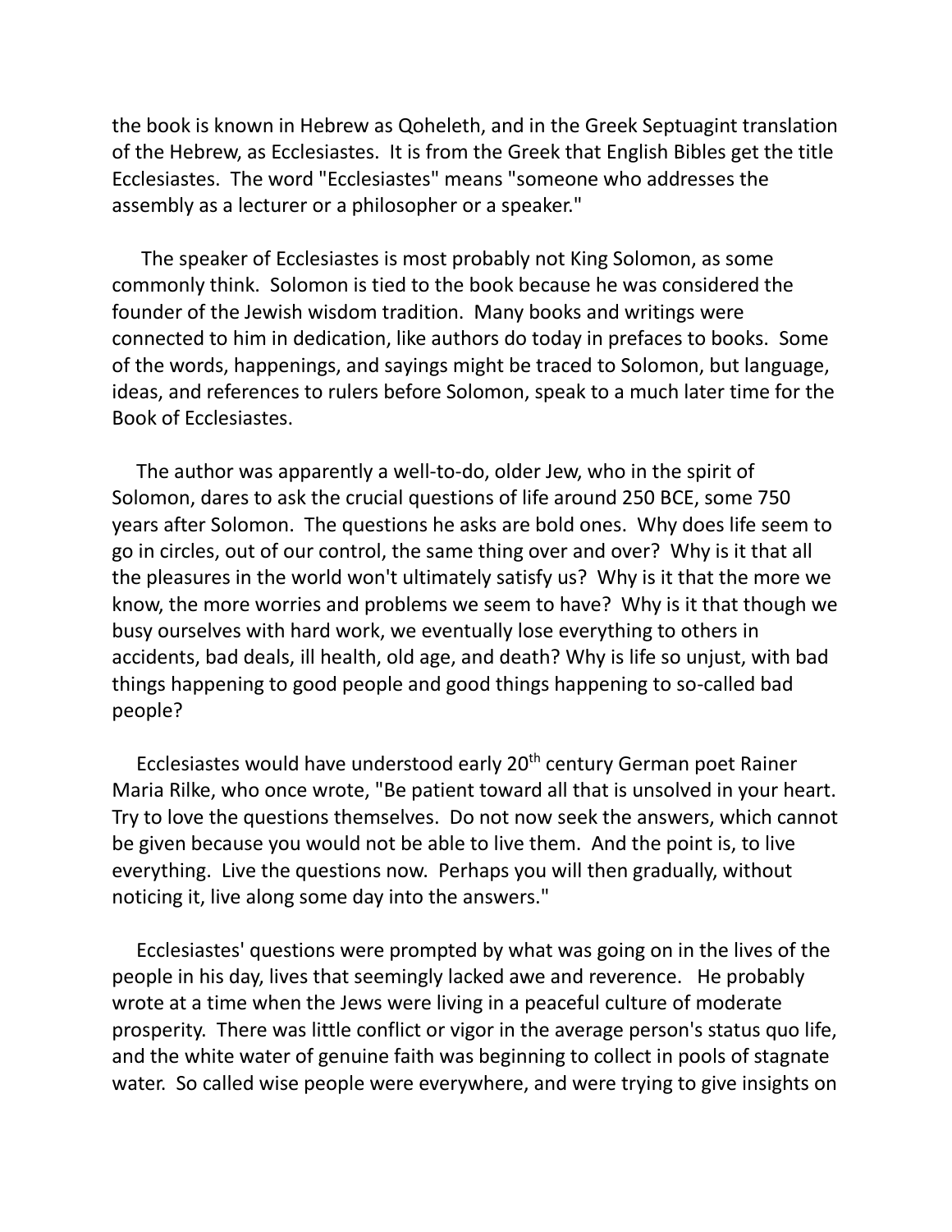the book is known in Hebrew as Qoheleth, and in the Greek Septuagint translation of the Hebrew, as Ecclesiastes. It is from the Greek that English Bibles get the title Ecclesiastes. The word "Ecclesiastes" means "someone who addresses the assembly as a lecturer or a philosopher or a speaker."

The speaker of Ecclesiastes is most probably not King Solomon, as some commonly think. Solomon is tied to the book because he was considered the founder of the Jewish wisdom tradition. Many books and writings were connected to him in dedication, like authors do today in prefaces to books. Some of the words, happenings, and sayings might be traced to Solomon, but language, ideas, and references to rulers before Solomon, speak to a much later time for the Book of Ecclesiastes.

The author was apparently a well-to-do, older Jew, who in the spirit of Solomon, dares to ask the crucial questions of life around 250 BCE, some 750 years after Solomon. The questions he asks are bold ones. Why does life seem to go in circles, out of our control, the same thing over and over? Why is it that all the pleasures in the world won't ultimately satisfy us? Why is it that the more we know, the more worries and problems we seem to have? Why is it that though we busy ourselves with hard work, we eventually lose everything to others in accidents, bad deals, ill health, old age, and death? Why is life so unjust, with bad things happening to good people and good things happening to so-called bad people?

Ecclesiastes would have understood early 20th century German poet Rainer Maria Rilke, who once wrote, "Be patient toward all that is unsolved in your heart. Try to love the questions themselves. Do not now seek the answers, which cannot be given because you would not be able to live them. And the point is, to live everything. Live the questions now. Perhaps you will then gradually, without noticing it, live along some day into the answers."

Ecclesiastes' questions were prompted by what was going on in the lives of the people in his day, lives that seemingly lacked awe and reverence. He probably wrote at a time when the Jews were living in a peaceful culture of moderate prosperity. There was little conflict or vigor in the average person's status quo life, and the white water of genuine faith was beginning to collect in pools of stagnate water. So called wise people were everywhere, and were trying to give insights on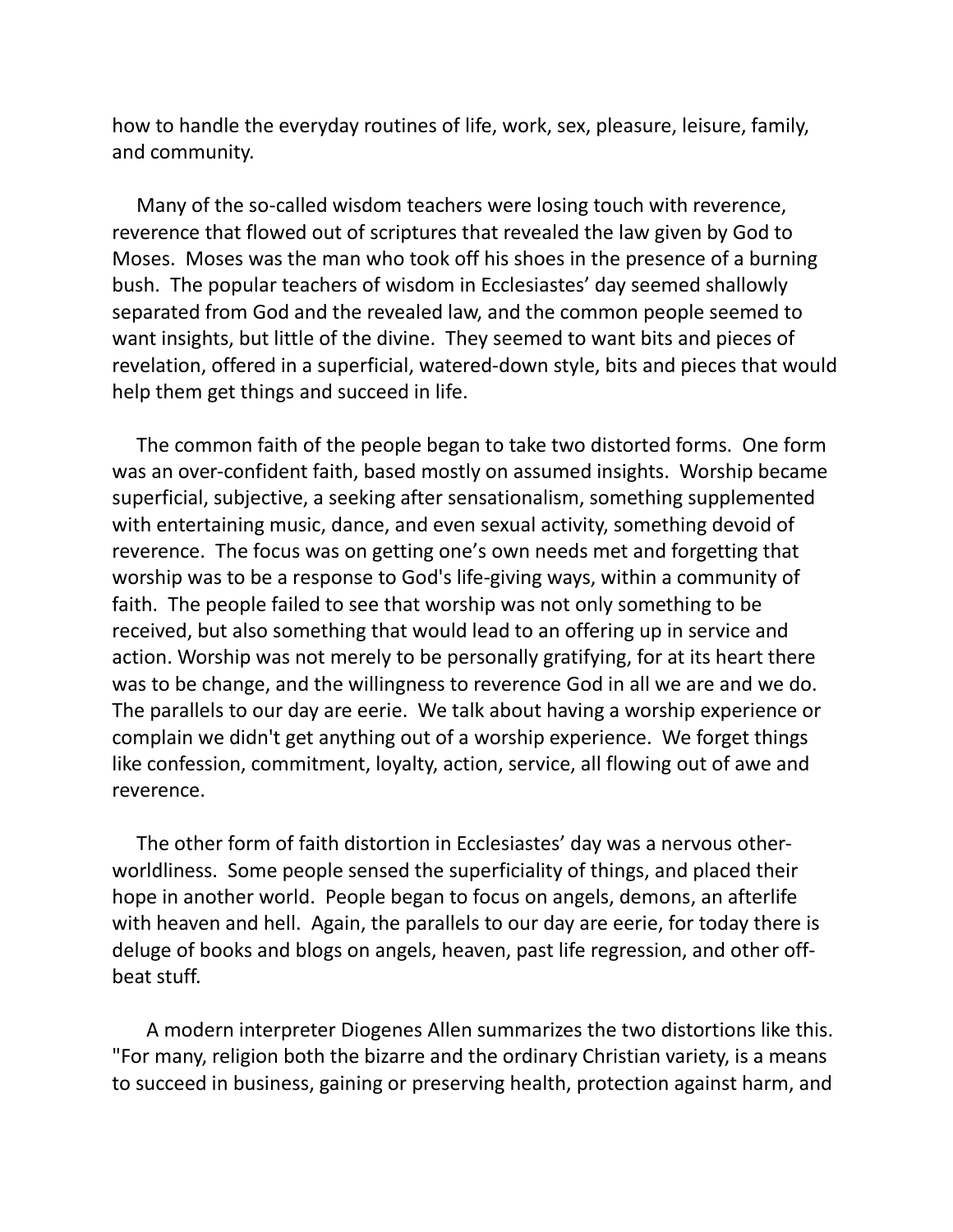how to handle the everyday routines of life, work, sex, pleasure, leisure, family, and community.

Many of the so-called wisdom teachers were losing touch with reverence, reverence that flowed out of scriptures that revealed the law given by God to Moses. Moses was the man who took off his shoes in the presence of a burning bush. The popular teachers of wisdom in Ecclesiastes' day seemed shallowly separated from God and the revealed law, and the common people seemed to want insights, but little of the divine. They seemed to want bits and pieces of revelation, offered in a superficial, watered-down style, bits and pieces that would help them get things and succeed in life.

The common faith of the people began to take two distorted forms. One form was an over-confident faith, based mostly on assumed insights. Worship became superficial, subjective, a seeking after sensationalism, something supplemented with entertaining music, dance, and even sexual activity, something devoid of reverence. The focus was on getting one's own needs met and forgetting that worship was to be a response to God's life-giving ways, within a community of faith. The people failed to see that worship was not only something to be received, but also something that would lead to an offering up in service and action. Worship was not merely to be personally gratifying, for at its heart there was to be change, and the willingness to reverence God in all we are and we do. The parallels to our day are eerie. We talk about having a worship experience or complain we didn't get anything out of a worship experience. We forget things like confession, commitment, loyalty, action, service, all flowing out of awe and reverence.

The other form of faith distortion in Ecclesiastes' day was a nervous other-worldliness. Some people sensed the superficiality of things, and placed their hope in another world. People began to focus on angels, demons, an afterlife with heaven and hell. Again, the parallels to our day are eerie, for today there is deluge of books and blogs on angels, heaven, past life regression, and other off-beat stuff.

A modern interpreter Diogenes Allen summarizes the two distortions like this. "For many, religion both the bizarre and the ordinary Christian variety, is a means to succeed in business, gaining or preserving health, protection against harm, and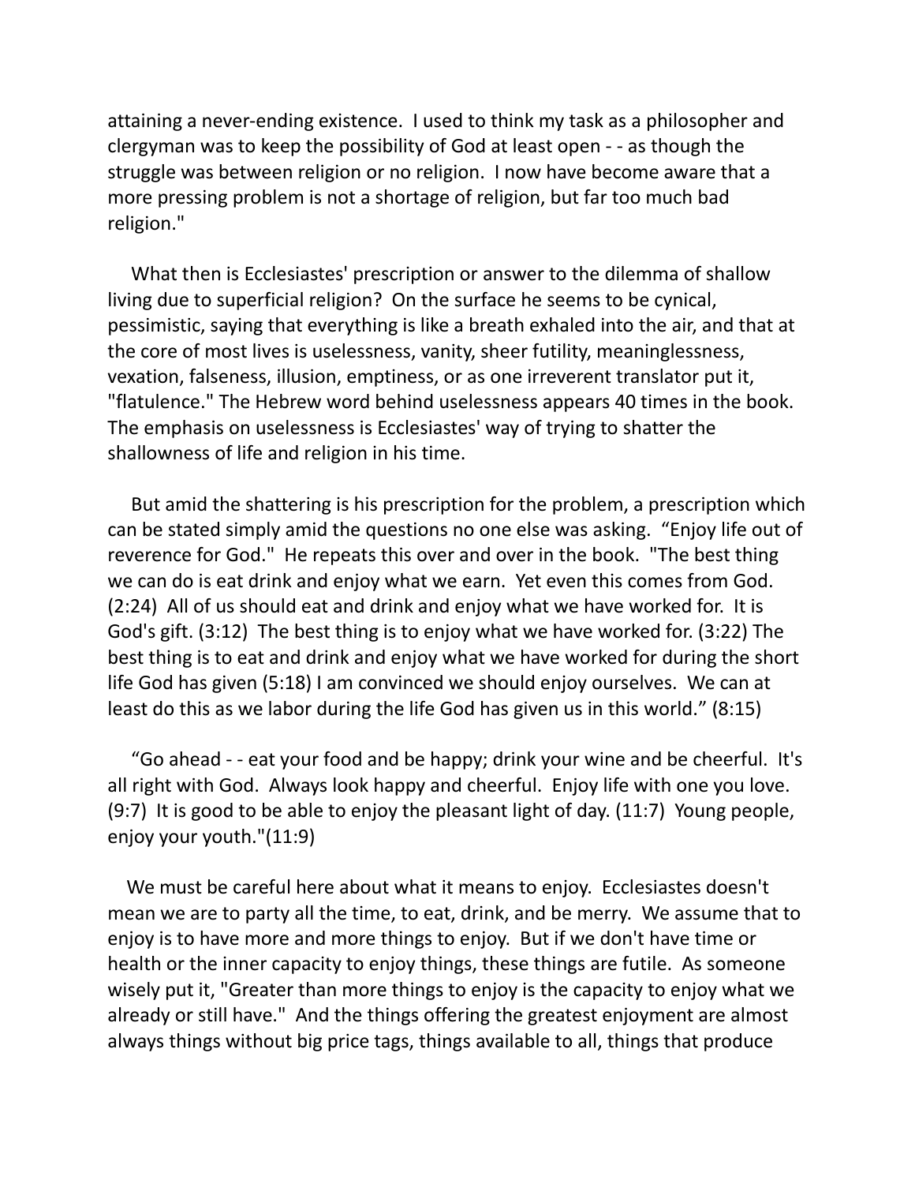attaining a never-ending existence. I used to think my task as a philosopher and clergyman was to keep the possibility of God at least open - - as though the struggle was between religion or no religion. I now have become aware that a more pressing problem is not a shortage of religion, but far too much bad religion."

What then is Ecclesiastes' prescription or answer to the dilemma of shallow living due to superficial religion? On the surface he seems to be cynical, pessimistic, saying that everything is like a breath exhaled into the air, and that at the core of most lives is uselessness, vanity, sheer futility, meaninglessness, vexation, falseness, illusion, emptiness, or as one irreverent translator put it, "flatulence." The Hebrew word behind uselessness appears 40 times in the book. The emphasis on uselessness is Ecclesiastes' way of trying to shatter the shallowness of life and religion in his time.

But amid the shattering is his prescription for the problem, a prescription which can be stated simply amid the questions no one else was asking. "Enjoy life out of reverence for God." He repeats this over and over in the book. "The best thing we can do is eat drink and enjoy what we earn. Yet even this comes from God. (2:24) All of us should eat and drink and enjoy what we have worked for. It is God's gift. (3:12) The best thing is to enjoy what we have worked for. (3:22) The best thing is to eat and drink and enjoy what we have worked for during the short life God has given (5:18) I am convinced we should enjoy ourselves. We can at least do this as we labor during the life God has given us in this world." (8:15)

"Go ahead - - eat your food and be happy; drink your wine and be cheerful. It's all right with God. Always look happy and cheerful. Enjoy life with one you love. (9:7) It is good to be able to enjoy the pleasant light of day. (11:7) Young people, enjoy your youth."(11:9)

We must be careful here about what it means to enjoy. Ecclesiastes doesn't mean we are to party all the time, to eat, drink, and be merry. We assume that to enjoy is to have more and more things to enjoy. But if we don't have time or health or the inner capacity to enjoy things, these things are futile. As someone wisely put it, "Greater than more things to enjoy is the capacity to enjoy what we already or still have." And the things offering the greatest enjoyment are almost always things without big price tags, things available to all, things that produce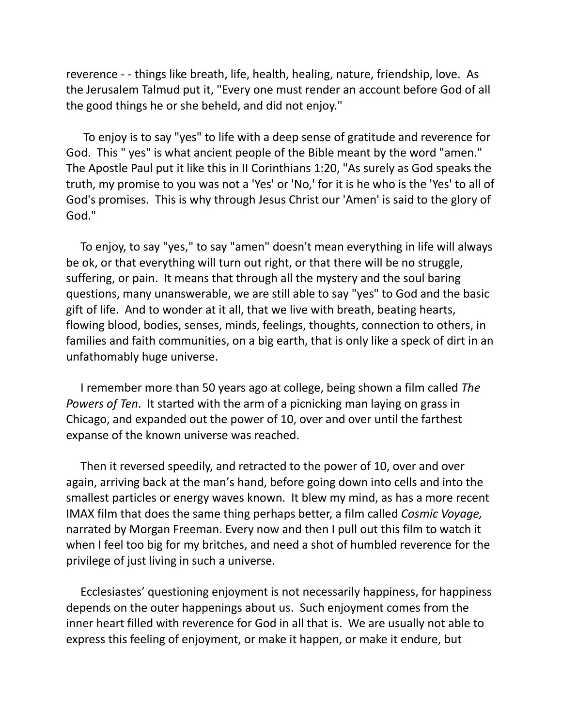reverence - - things like breath, life, health, healing, nature, friendship, love. As the Jerusalem Talmud put it, "Every one must render an account before God of all the good things he or she beheld, and did not enjoy."

To enjoy is to say "yes" to life with a deep sense of gratitude and reverence for God. This " yes" is what ancient people of the Bible meant by the word "amen." The Apostle Paul put it like this in II Corinthians 1:20, "As surely as God speaks the truth, my promise to you was not a 'Yes' or 'No,' for it is he who is the 'Yes' to all of God's promises. This is why through Jesus Christ our 'Amen' is said to the glory of God."

To enjoy, to say "yes," to say "amen" doesn't mean everything in life will always be ok, or that everything will turn out right, or that there will be no struggle, suffering, or pain. It means that through all the mystery and the soul baring questions, many unanswerable, we are still able to say "yes" to God and the basic gift of life. And to wonder at it all, that we live with breath, beating hearts, flowing blood, bodies, senses, minds, feelings, thoughts, connection to others, in families and faith communities, on a big earth, that is only like a speck of dirt in an unfathomably huge universe.

I remember more than 50 years ago at college, being shown a film called *The Powers of Ten*. It started with the arm of a picnicking man laying on grass in Chicago, and expanded out the power of 10, over and over until the farthest expanse of the known universe was reached.

Then it reversed speedily, and retracted to the power of 10, over and over again, arriving back at the man's hand, before going down into cells and into the smallest particles or energy waves known. It blew my mind, as has a more recent IMAX film that does the same thing perhaps better, a film called *Cosmic Voyage,* narrated by Morgan Freeman. Every now and then I pull out this film to watch it when I feel too big for my britches, and need a shot of humbled reverence for the privilege of just living in such a universe.

Ecclesiastes' questioning enjoyment is not necessarily happiness, for happiness depends on the outer happenings about us. Such enjoyment comes from the inner heart filled with reverence for God in all that is. We are usually not able to express this feeling of enjoyment, or make it happen, or make it endure, but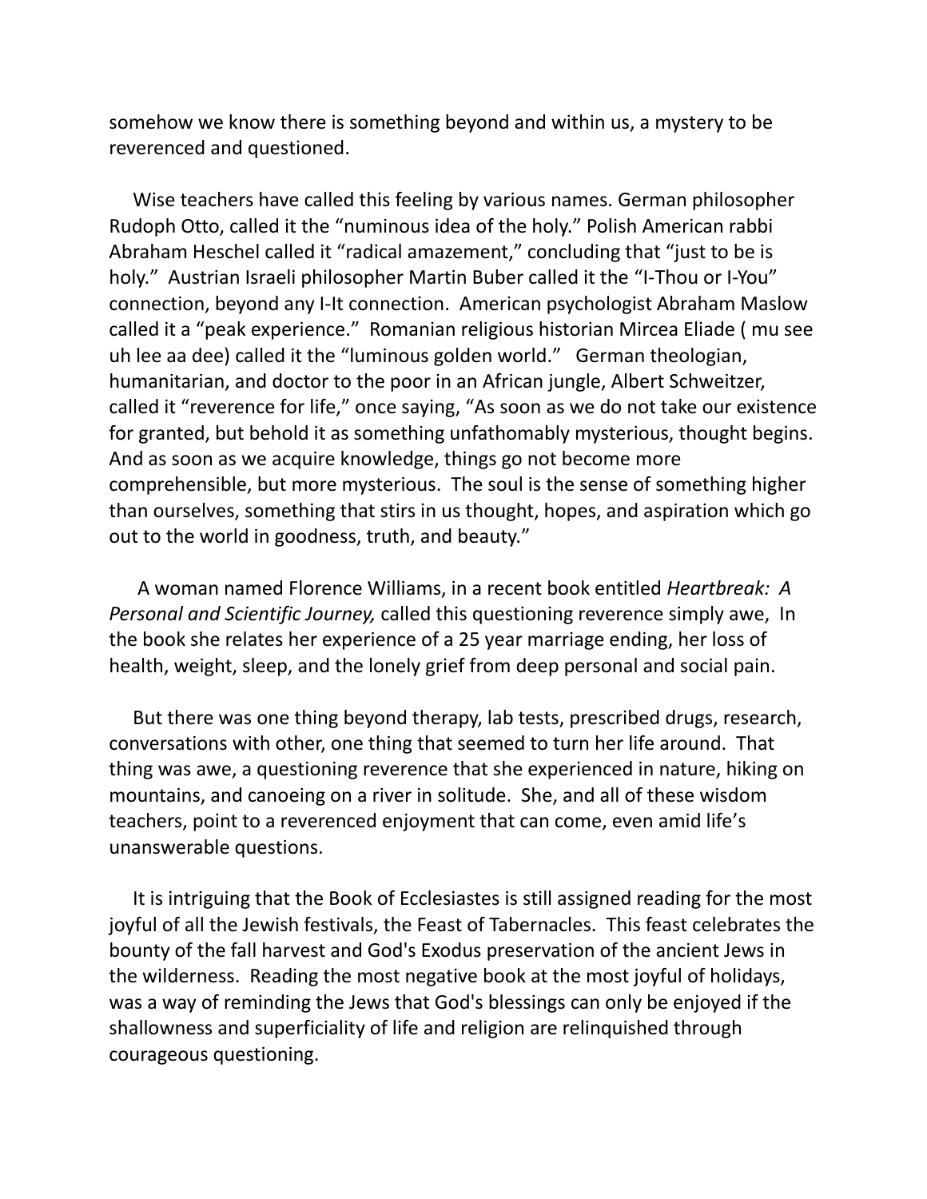somehow we know there is something beyond and within us, a mystery to be reverenced and questioned.

Wise teachers have called this feeling by various names. German philosopher Rudoph Otto, called it the “numinous idea of the holy.” Polish American rabbi Abraham Heschel called it “radical amazement,” concluding that “just to be is holy.” Austrian Israeli philosopher Martin Buber called it the “I-Thou or I-You” connection, beyond any I-It connection. American psychologist Abraham Maslow called it a “peak experience.” Romanian religious historian Mircea Eliade ( mu see uh lee aa dee) called it the “luminous golden world.” German theologian, humanitarian, and doctor to the poor in an African jungle, Albert Schweitzer, called it “reverence for life,” once saying, “As soon as we do not take our existence for granted, but behold it as something unfathomably mysterious, thought begins. And as soon as we acquire knowledge, things go not become more comprehensible, but more mysterious. The soul is the sense of something higher than ourselves, something that stirs in us thought, hopes, and aspiration which go out to the world in goodness, truth, and beauty.”

A woman named Florence Williams, in a recent book entitled *Heartbreak: A Personal and Scientific Journey,* called this questioning reverence simply awe, In the book she relates her experience of a 25 year marriage ending, her loss of health, weight, sleep, and the lonely grief from deep personal and social pain.

But there was one thing beyond therapy, lab tests, prescribed drugs, research, conversations with other, one thing that seemed to turn her life around. That thing was awe, a questioning reverence that she experienced in nature, hiking on mountains, and canoeing on a river in solitude. She, and all of these wisdom teachers, point to a reverenced enjoyment that can come, even amid life's unanswerable questions.

It is intriguing that the Book of Ecclesiastes is still assigned reading for the most joyful of all the Jewish festivals, the Feast of Tabernacles. This feast celebrates the bounty of the fall harvest and God's Exodus preservation of the ancient Jews in the wilderness. Reading the most negative book at the most joyful of holidays, was a way of reminding the Jews that God's blessings can only be enjoyed if the shallowness and superficiality of life and religion are relinquished through courageous questioning.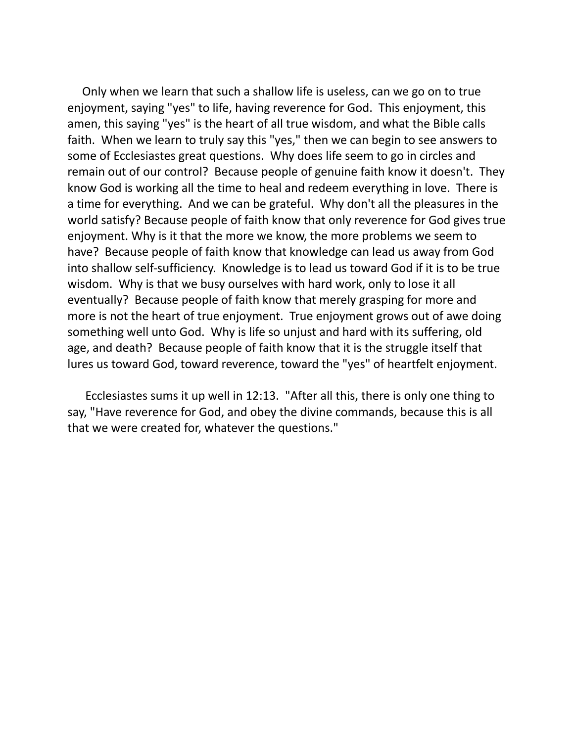Only when we learn that such a shallow life is useless, can we go on to true enjoyment, saying "yes" to life, having reverence for God. This enjoyment, this amen, this saying "yes" is the heart of all true wisdom, and what the Bible calls faith. When we learn to truly say this "yes," then we can begin to see answers to some of Ecclesiastes great questions. Why does life seem to go in circles and remain out of our control? Because people of genuine faith know it doesn't. They know God is working all the time to heal and redeem everything in love. There is a time for everything. And we can be grateful. Why don't all the pleasures in the world satisfy? Because people of faith know that only reverence for God gives true enjoyment. Why is it that the more we know, the more problems we seem to have? Because people of faith know that knowledge can lead us away from God into shallow self-sufficiency. Knowledge is to lead us toward God if it is to be true wisdom. Why is that we busy ourselves with hard work, only to lose it all eventually? Because people of faith know that merely grasping for more and more is not the heart of true enjoyment. True enjoyment grows out of awe doing something well unto God. Why is life so unjust and hard with its suffering, old age, and death? Because people of faith know that it is the struggle itself that lures us toward God, toward reverence, toward the "yes" of heartfelt enjoyment.

Ecclesiastes sums it up well in 12:13. "After all this, there is only one thing to say, "Have reverence for God, and obey the divine commands, because this is all that we were created for, whatever the questions."